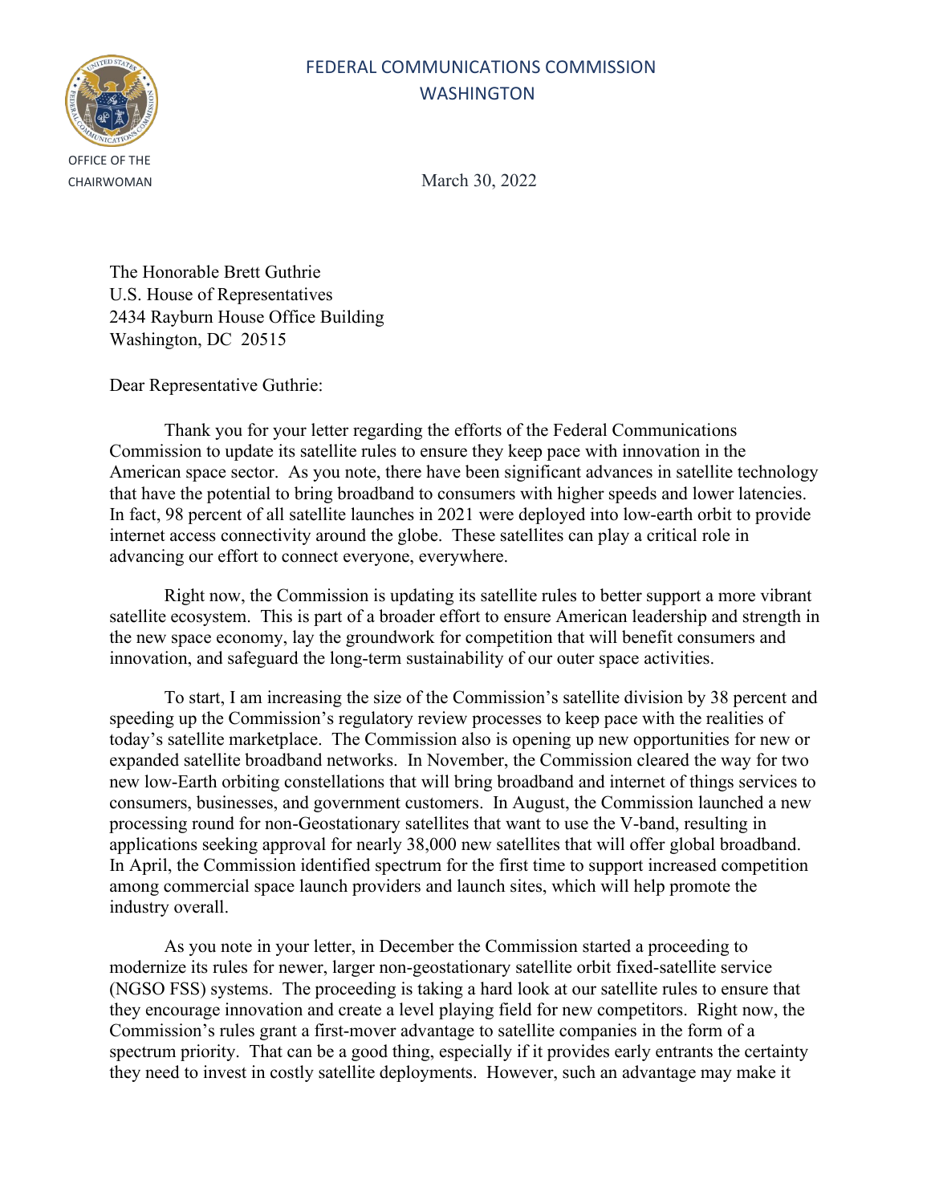FEDERAL COMMUNICATIONS COMMISSION
WASHINGTON

OFFICE OF THE CHAIRWOMAN

March 30, 2022

The Honorable Brett Guthrie
U.S. House of Representatives
2434 Rayburn House Office Building
Washington, DC 20515

Dear Representative Guthrie:

Thank you for your letter regarding the efforts of the Federal Communications Commission to update its satellite rules to ensure they keep pace with innovation in the American space sector. As you note, there have been significant advances in satellite technology that have the potential to bring broadband to consumers with higher speeds and lower latencies. In fact, 98 percent of all satellite launches in 2021 were deployed into low-earth orbit to provide internet access connectivity around the globe. These satellites can play a critical role in advancing our effort to connect everyone, everywhere.

Right now, the Commission is updating its satellite rules to better support a more vibrant satellite ecosystem. This is part of a broader effort to ensure American leadership and strength in the new space economy, lay the groundwork for competition that will benefit consumers and innovation, and safeguard the long-term sustainability of our outer space activities.

To start, I am increasing the size of the Commission's satellite division by 38 percent and speeding up the Commission's regulatory review processes to keep pace with the realities of today's satellite marketplace. The Commission also is opening up new opportunities for new or expanded satellite broadband networks. In November, the Commission cleared the way for two new low-Earth orbiting constellations that will bring broadband and internet of things services to consumers, businesses, and government customers. In August, the Commission launched a new processing round for non-Geostationary satellites that want to use the V-band, resulting in applications seeking approval for nearly 38,000 new satellites that will offer global broadband. In April, the Commission identified spectrum for the first time to support increased competition among commercial space launch providers and launch sites, which will help promote the industry overall.

As you note in your letter, in December the Commission started a proceeding to modernize its rules for newer, larger non-geostationary satellite orbit fixed-satellite service (NGSO FSS) systems. The proceeding is taking a hard look at our satellite rules to ensure that they encourage innovation and create a level playing field for new competitors. Right now, the Commission's rules grant a first-mover advantage to satellite companies in the form of a spectrum priority. That can be a good thing, especially if it provides early entrants the certainty they need to invest in costly satellite deployments. However, such an advantage may make it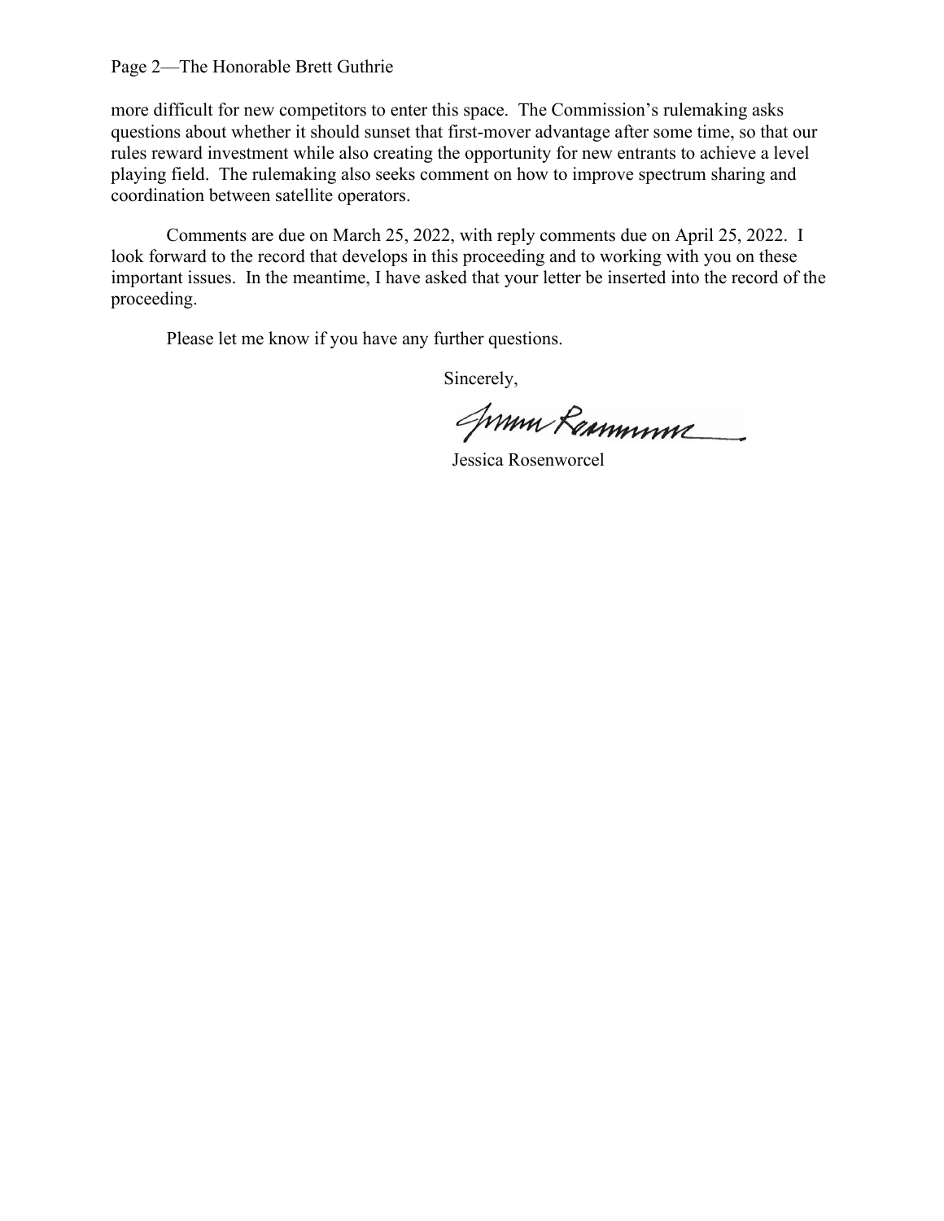more difficult for new competitors to enter this space. The Commission's rulemaking asks questions about whether it should sunset that first-mover advantage after some time, so that our rules reward investment while also creating the opportunity for new entrants to achieve a level playing field. The rulemaking also seeks comment on how to improve spectrum sharing and coordination between satellite operators.

Comments are due on March 25, 2022, with reply comments due on April 25, 2022. I look forward to the record that develops in this proceeding and to working with you on these important issues. In the meantime, I have asked that your letter be inserted into the record of the proceeding.

Please let me know if you have any further questions.

Sincerely,

Jessica Rosenworcel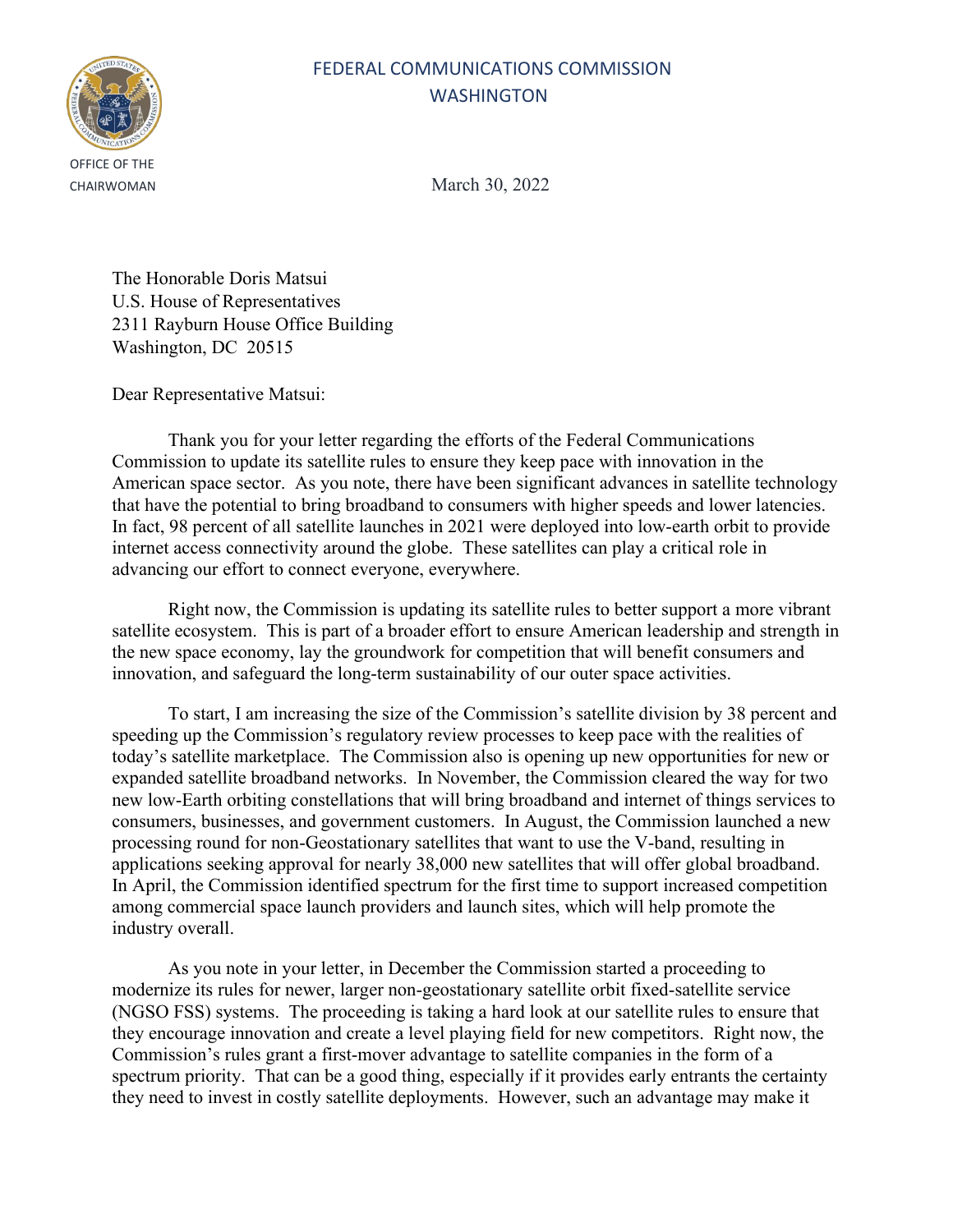FEDERAL COMMUNICATIONS COMMISSION
WASHINGTON

OFFICE OF THE CHAIRWOMAN

March 30, 2022

The Honorable Doris Matsui
U.S. House of Representatives
2311 Rayburn House Office Building
Washington, DC 20515

Dear Representative Matsui:

Thank you for your letter regarding the efforts of the Federal Communications Commission to update its satellite rules to ensure they keep pace with innovation in the American space sector. As you note, there have been significant advances in satellite technology that have the potential to bring broadband to consumers with higher speeds and lower latencies. In fact, 98 percent of all satellite launches in 2021 were deployed into low-earth orbit to provide internet access connectivity around the globe. These satellites can play a critical role in advancing our effort to connect everyone, everywhere.

Right now, the Commission is updating its satellite rules to better support a more vibrant satellite ecosystem. This is part of a broader effort to ensure American leadership and strength in the new space economy, lay the groundwork for competition that will benefit consumers and innovation, and safeguard the long-term sustainability of our outer space activities.

To start, I am increasing the size of the Commission's satellite division by 38 percent and speeding up the Commission's regulatory review processes to keep pace with the realities of today's satellite marketplace. The Commission also is opening up new opportunities for new or expanded satellite broadband networks. In November, the Commission cleared the way for two new low-Earth orbiting constellations that will bring broadband and internet of things services to consumers, businesses, and government customers. In August, the Commission launched a new processing round for non-Geostationary satellites that want to use the V-band, resulting in applications seeking approval for nearly 38,000 new satellites that will offer global broadband. In April, the Commission identified spectrum for the first time to support increased competition among commercial space launch providers and launch sites, which will help promote the industry overall.

As you note in your letter, in December the Commission started a proceeding to modernize its rules for newer, larger non-geostationary satellite orbit fixed-satellite service (NGSO FSS) systems. The proceeding is taking a hard look at our satellite rules to ensure that they encourage innovation and create a level playing field for new competitors. Right now, the Commission's rules grant a first-mover advantage to satellite companies in the form of a spectrum priority. That can be a good thing, especially if it provides early entrants the certainty they need to invest in costly satellite deployments. However, such an advantage may make it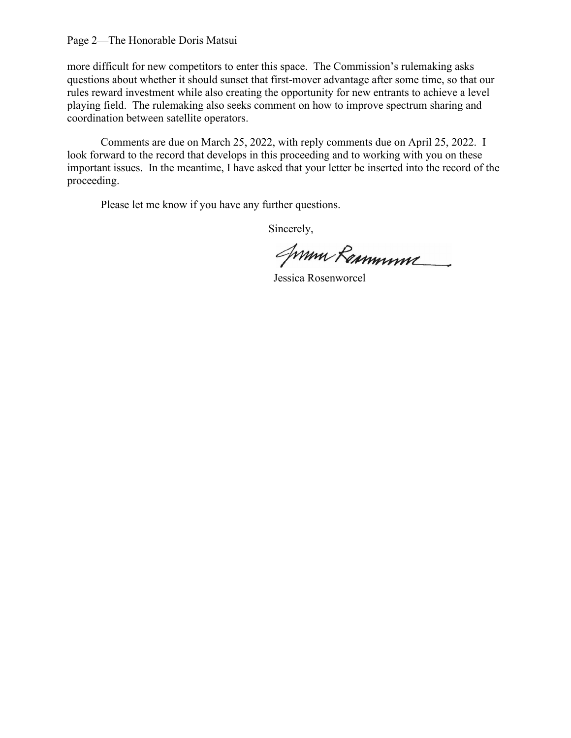more difficult for new competitors to enter this space. The Commission's rulemaking asks questions about whether it should sunset that first-mover advantage after some time, so that our rules reward investment while also creating the opportunity for new entrants to achieve a level playing field. The rulemaking also seeks comment on how to improve spectrum sharing and coordination between satellite operators.

Comments are due on March 25, 2022, with reply comments due on April 25, 2022. I look forward to the record that develops in this proceeding and to working with you on these important issues. In the meantime, I have asked that your letter be inserted into the record of the proceeding.

Please let me know if you have any further questions.

Sincerely,

Jessica Rosenworcel